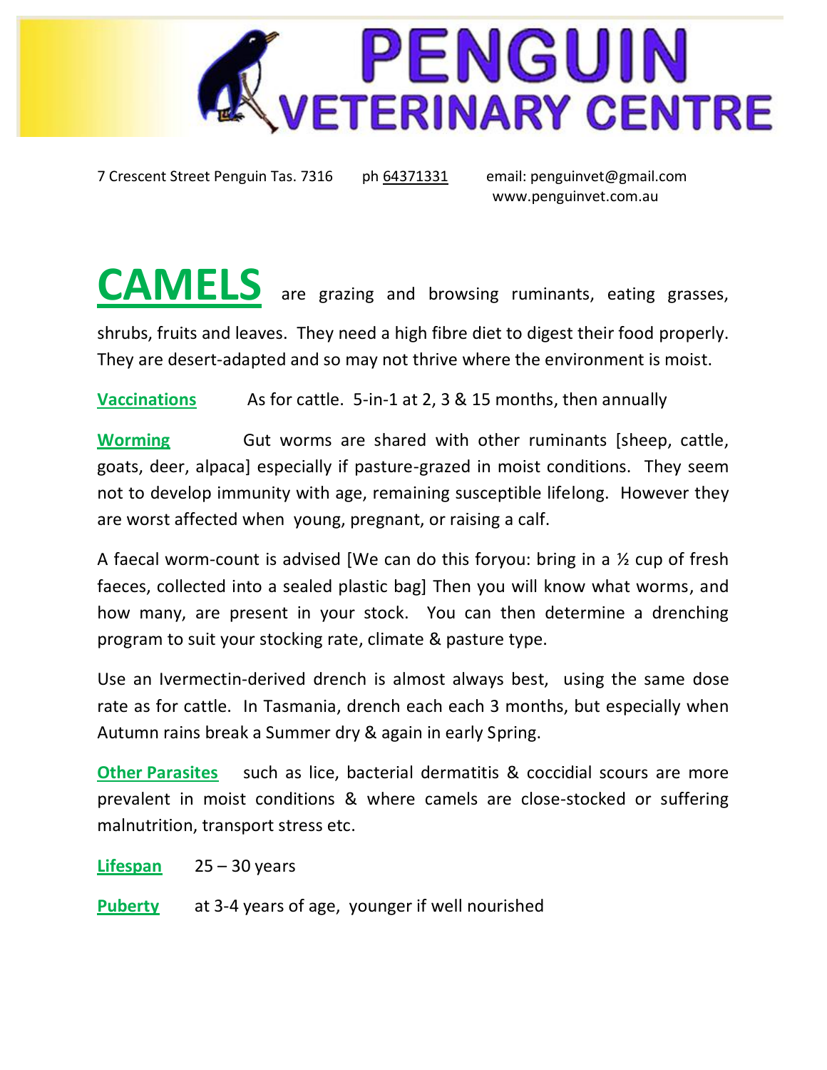# PENGUIN VETERINARY CENTRE

7 Crescent Street Penguin Tas. 7316 ph 64371331 email: penguinvet@gmail.com www.penguinvet.com.au

**CAMELS** are grazing and browsing ruminants, eating grasses, shrubs, fruits and leaves. They need a high fibre diet to digest their food properly. They are desert-adapted and so may not thrive where the environment is moist.

**Vaccinations** As for cattle. 5-in-1 at 2, 3 & 15 months, then annually

**Worming** Gut worms are shared with other ruminants [sheep, cattle, goats, deer, alpaca] especially if pasture-grazed in moist conditions. They seem not to develop immunity with age, remaining susceptible lifelong. However they are worst affected when young, pregnant, or raising a calf.

A faecal worm-count is advised [We can do this foryou: bring in a ½ cup of fresh faeces, collected into a sealed plastic bag] Then you will know what worms, and how many, are present in your stock. You can then determine a drenching program to suit your stocking rate, climate & pasture type.

Use an Ivermectin-derived drench is almost always best, using the same dose rate as for cattle. In Tasmania, drench each each 3 months, but especially when Autumn rains break a Summer dry & again in early Spring.

**Other Parasites** such as lice, bacterial dermatitis & coccidial scours are more prevalent in moist conditions & where camels are close-stocked or suffering malnutrition, transport stress etc.

**Lifespan** 25 – 30 years

**Puberty** at 3-4 years of age, younger if well nourished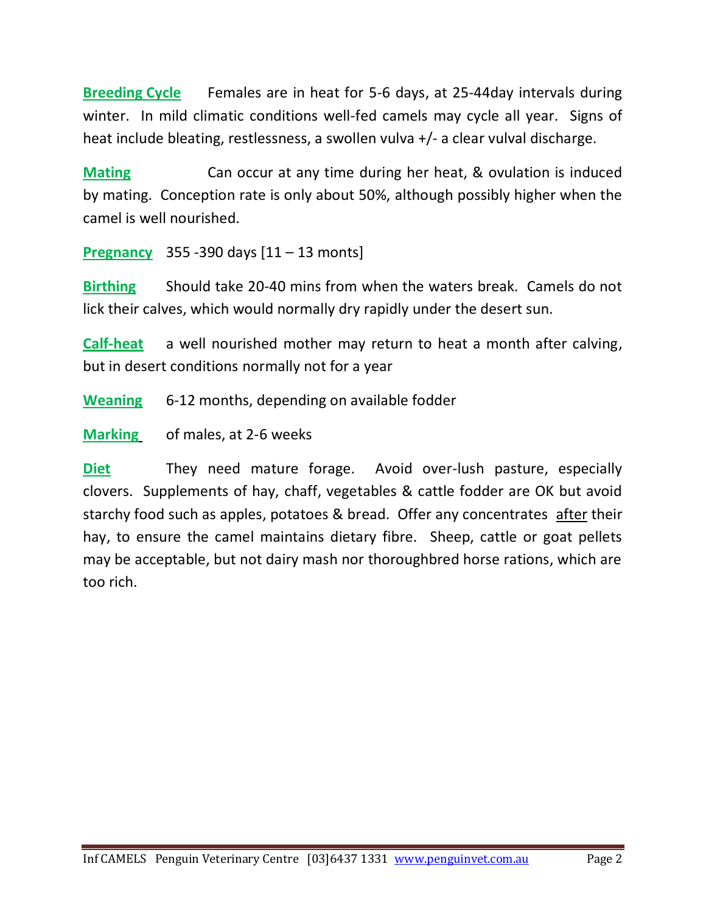**Breeding Cycle** Females are in heat for 5-6 days, at 25-44day intervals during winter. In mild climatic conditions well-fed camels may cycle all year. Signs of heat include bleating, restlessness, a swollen vulva +/- a clear vulval discharge.

**Mating** Can occur at any time during her heat, & ovulation is induced by mating. Conception rate is only about 50%, although possibly higher when the camel is well nourished.

**Pregnancy** 355 -390 days [11 – 13 monts]

**Birthing** Should take 20-40 mins from when the waters break. Camels do not lick their calves, which would normally dry rapidly under the desert sun.

**Calf-heat** a well nourished mother may return to heat a month after calving, but in desert conditions normally not for a year

**Weaning** 6-12 months, depending on available fodder

**Marking** of males, at 2-6 weeks

**Diet** They need mature forage. Avoid over-lush pasture, especially clovers. Supplements of hay, chaff, vegetables & cattle fodder are OK but avoid starchy food such as apples, potatoes & bread. Offer any concentrates after their hay, to ensure the camel maintains dietary fibre. Sheep, cattle or goat pellets may be acceptable, but not dairy mash nor thoroughbred horse rations, which are too rich.